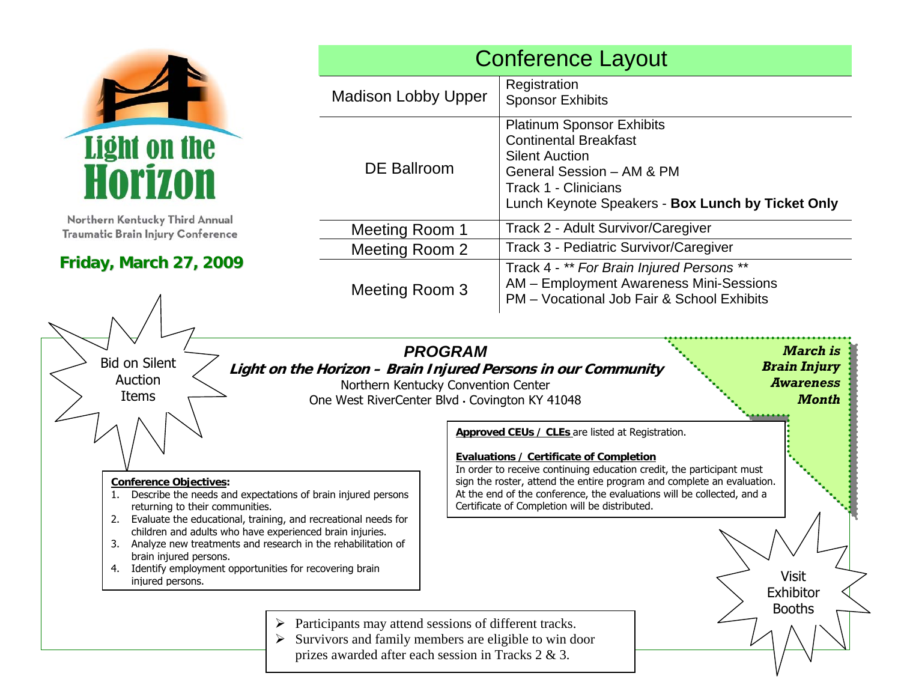# Light on the Horizon

Northern Kentucky Third Annual Traumatic Brain Injury Conference

**Friday, March 27, 2009**

## Conference Layout

| Location | Activities |
|---|---|
| Madison Lobby Upper | Registration<br>Sponsor Exhibits |
| DE Ballroom | Platinum Sponsor Exhibits<br>Continental Breakfast<br>Silent Auction<br>General Session – AM & PM<br>Track 1 - Clinicians<br>Lunch Keynote Speakers - **Box Lunch by Ticket Only** |
| Meeting Room 1 | Track 2 - Adult Survivor/Caregiver |
| Meeting Room 2 | Track 3 - Pediatric Survivor/Caregiver |
| Meeting Room 3 | Track 4 - ** *For Brain Injured Persons* **<br>AM – Employment Awareness Mini-Sessions<br>PM – Vocational Job Fair & School Exhibits |

Bid on Silent Auction Items

## *PROGRAM*

***Light on the Horizon – Brain Injured Persons in our Community***

Northern Kentucky Convention Center
One West RiverCenter Blvd · Covington KY 41048

***March is Brain Injury Awareness Month***

**Approved CEUs / CLEs** are listed at Registration.

**Evaluations / Certificate of Completion**
In order to receive continuing education credit, the participant must sign the roster, attend the entire program and complete an evaluation. At the end of the conference, the evaluations will be collected, and a Certificate of Completion will be distributed.

**Conference Objectives:**

1. Describe the needs and expectations of brain injured persons returning to their communities.
2. Evaluate the educational, training, and recreational needs for children and adults who have experienced brain injuries.
3. Analyze new treatments and research in the rehabilitation of brain injured persons.
4. Identify employment opportunities for recovering brain injured persons.

Visit Exhibitor Booths

- Participants may attend sessions of different tracks.
- Survivors and family members are eligible to win door prizes awarded after each session in Tracks 2 & 3.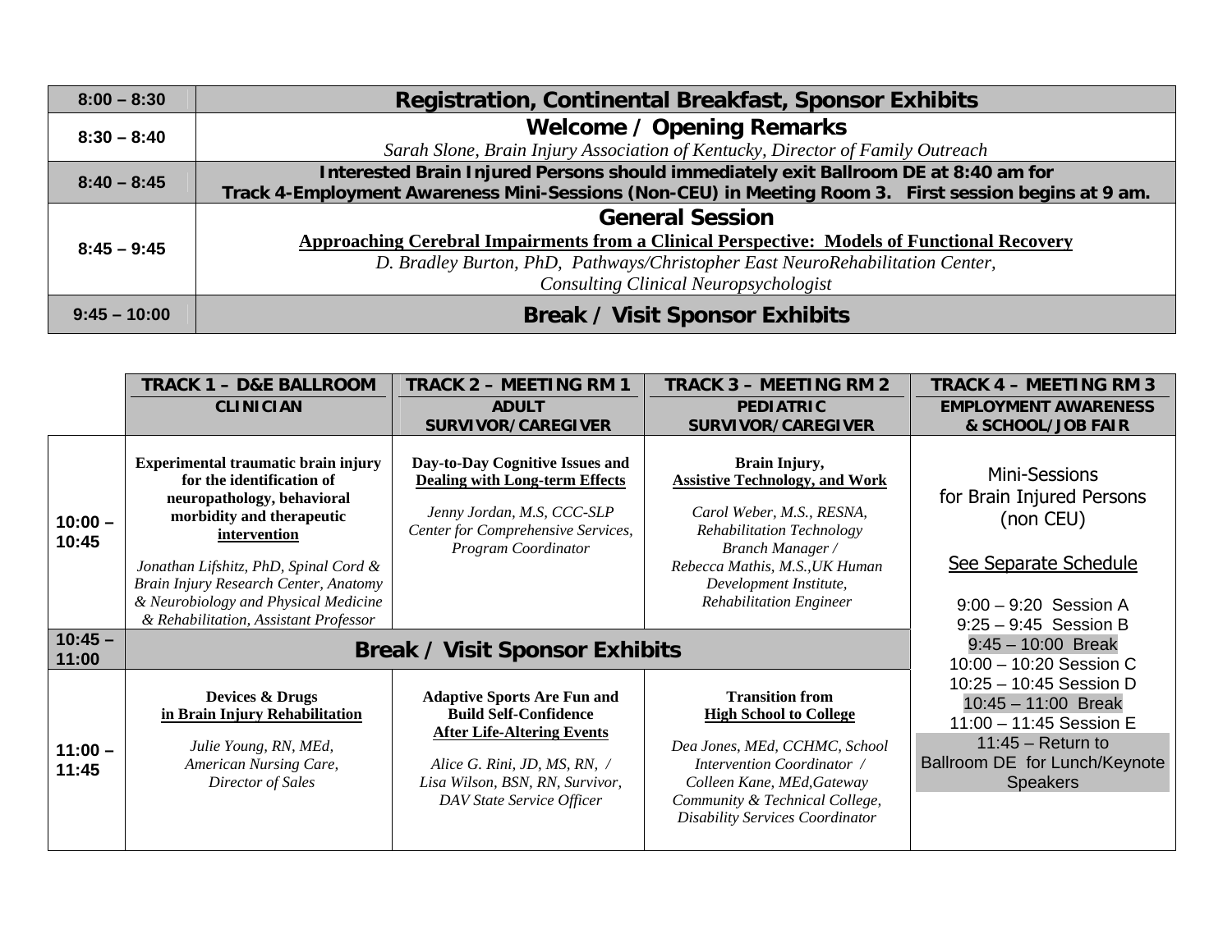| 8:00 – 8:30 | **Registration, Continental Breakfast, Sponsor Exhibits** |
|---|---|
| 8:30 – 8:40 | **Welcome / Opening Remarks**<br>*Sarah Slone, Brain Injury Association of Kentucky, Director of Family Outreach* |
| 8:40 – 8:45 | **Interested Brain Injured Persons should immediately exit Ballroom DE at 8:40 am for Track 4-Employment Awareness Mini-Sessions (Non-CEU) in Meeting Room 3. First session begins at 9 am.** |
| 8:45 – 9:45 | **General Session**<br>**Approaching Cerebral Impairments from a Clinical Perspective: Models of Functional Recovery**<br>*D. Bradley Burton, PhD, Pathways/Christopher East NeuroRehabilitation Center, Consulting Clinical Neuropsychologist* |
| 9:45 – 10:00 | **Break / Visit Sponsor Exhibits** |

| | TRACK 1 – D&E BALLROOM<br>CLINICIAN | TRACK 2 – MEETING RM 1<br>ADULT SURVIVOR/CAREGIVER | TRACK 3 – MEETING RM 2<br>PEDIATRIC SURVIVOR/CAREGIVER | TRACK 4 – MEETING RM 3<br>EMPLOYMENT AWARENESS & SCHOOL/JOB FAIR |
|---|---|---|---|---|
| 10:00 – 10:45 | **Experimental traumatic brain injury for the identification of neuropathology, behavioral morbidity and therapeutic intervention**<br>*Jonathan Lifshitz, PhD, Spinal Cord & Brain Injury Research Center, Anatomy & Neurobiology and Physical Medicine & Rehabilitation, Assistant Professor* | **Day-to-Day Cognitive Issues and Dealing with Long-term Effects**<br>*Jenny Jordan, M.S, CCC-SLP Center for Comprehensive Services, Program Coordinator* | **Brain Injury, Assistive Technology, and Work**<br>*Carol Weber, M.S., RESNA, Rehabilitation Technology Branch Manager / Rebecca Mathis, M.S.,UK Human Development Institute, Rehabilitation Engineer* | Mini-Sessions for Brain Injured Persons (non CEU)<br>See Separate Schedule<br>9:00 – 9:20 Session A<br>9:25 – 9:45 Session B<br>9:45 – 10:00 Break<br>10:00 – 10:20 Session C<br>10:25 – 10:45 Session D<br>10:45 – 11:00 Break<br>11:00 – 11:45 Session E<br>11:45 – Return to Ballroom DE for Lunch/Keynote Speakers |
| 10:45 – 11:00 | **Break / Visit Sponsor Exhibits** | | | |
| 11:00 – 11:45 | **Devices & Drugs in Brain Injury Rehabilitation**<br>*Julie Young, RN, MEd, American Nursing Care, Director of Sales* | **Adaptive Sports Are Fun and Build Self-Confidence After Life-Altering Events**<br>*Alice G. Rini, JD, MS, RN, / Lisa Wilson, BSN, RN, Survivor, DAV State Service Officer* | **Transition from High School to College**<br>*Dea Jones, MEd, CCHMC, School Intervention Coordinator / Colleen Kane, MEd,Gateway Community & Technical College, Disability Services Coordinator* | |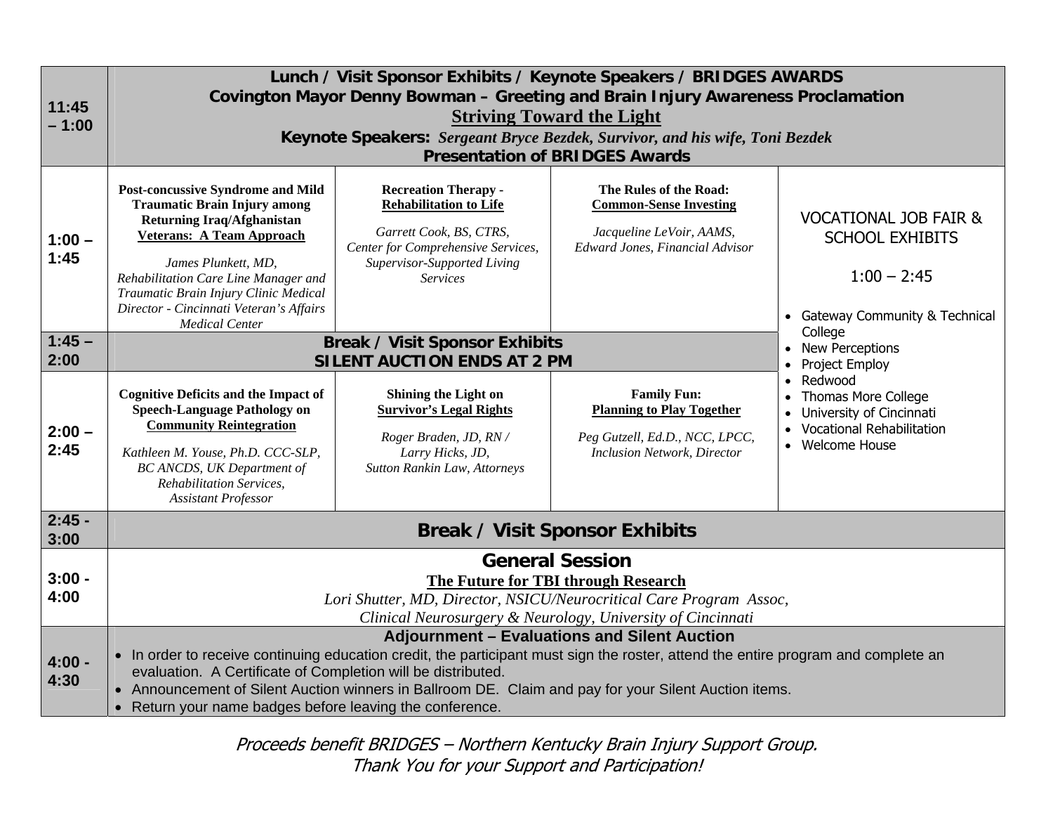| Time | Session | | | |
|---|---|---|---|---|
| 11:45 – 1:00 | **Lunch / Visit Sponsor Exhibits / Keynote Speakers / BRIDGES AWARDS**<br>**Covington Mayor Denny Bowman – Greeting and Brain Injury Awareness Proclamation**<br>**Striving Toward the Light**<br>**Keynote Speakers:** *Sergeant Bryce Bezdek, Survivor, and his wife, Toni Bezdek*<br>**Presentation of BRIDGES Awards** | | | |
| 1:00 – 1:45 | **Post-concussive Syndrome and Mild Traumatic Brain Injury among Returning Iraq/Afghanistan Veterans: A Team Approach**<br>*James Plunkett, MD, Rehabilitation Care Line Manager and Traumatic Brain Injury Clinic Medical Director - Cincinnati Veteran's Affairs Medical Center* | **Recreation Therapy - Rehabilitation to Life**<br>*Garrett Cook, BS, CTRS, Center for Comprehensive Services, Supervisor-Supported Living Services* | **The Rules of the Road: Common-Sense Investing**<br>*Jacqueline LeVoir, AAMS, Edward Jones, Financial Advisor* | VOCATIONAL JOB FAIR & SCHOOL EXHIBITS<br>1:00 – 2:45<br>• Gateway Community & Technical College<br>• New Perceptions<br>• Project Employ<br>• Redwood<br>• Thomas More College<br>• University of Cincinnati<br>• Vocational Rehabilitation<br>• Welcome House |
| 1:45 – 2:00 | **Break / Visit Sponsor Exhibits**<br>**SILENT AUCTION ENDS AT 2 PM** | | | |
| 2:00 – 2:45 | **Cognitive Deficits and the Impact of Speech-Language Pathology on Community Reintegration**<br>*Kathleen M. Youse, Ph.D. CCC-SLP, BC ANCDS, UK Department of Rehabilitation Services, Assistant Professor* | **Shining the Light on Survivor's Legal Rights**<br>*Roger Braden, JD, RN / Larry Hicks, JD, Sutton Rankin Law, Attorneys* | **Family Fun: Planning to Play Together**<br>*Peg Gutzell, Ed.D., NCC, LPCC, Inclusion Network, Director* | |
| 2:45 - 3:00 | **Break / Visit Sponsor Exhibits** | | | |
| 3:00 - 4:00 | **General Session**<br>**The Future for TBI through Research**<br>*Lori Shutter, MD, Director, NSICU/Neurocritical Care Program Assoc, Clinical Neurosurgery & Neurology, University of Cincinnati* | | | |
| 4:00 - 4:30 | **Adjournment – Evaluations and Silent Auction**<br>• In order to receive continuing education credit, the participant must sign the roster, attend the entire program and complete an evaluation. A Certificate of Completion will be distributed.<br>• Announcement of Silent Auction winners in Ballroom DE. Claim and pay for your Silent Auction items.<br>• Return your name badges before leaving the conference. | | | |

*Proceeds benefit BRIDGES – Northern Kentucky Brain Injury Support Group.*
*Thank You for your Support and Participation!*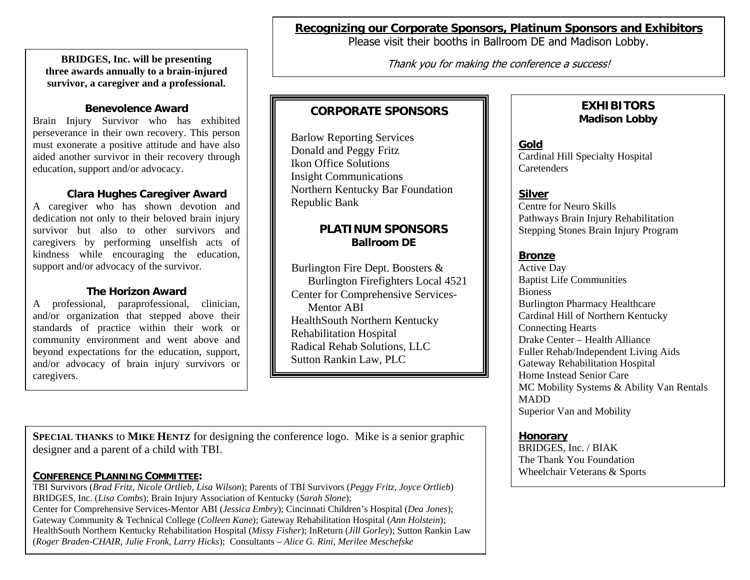**BRIDGES, Inc. will be presenting three awards annually to a brain-injured survivor, a caregiver and a professional.**

### Benevolence Award

Brain Injury Survivor who has exhibited perseverance in their own recovery. This person must exonerate a positive attitude and have also aided another survivor in their recovery through education, support and/or advocacy.

### Clara Hughes Caregiver Award

A caregiver who has shown devotion and dedication not only to their beloved brain injury survivor but also to other survivors and caregivers by performing unselfish acts of kindness while encouraging the education, support and/or advocacy of the survivor.

### The Horizon Award

A professional, paraprofessional, clinician, and/or organization that stepped above their standards of practice within their work or community environment and went above and beyond expectations for the education, support, and/or advocacy of brain injury survivors or caregivers.

## Recognizing our Corporate Sponsors, Platinum Sponsors and Exhibitors

Please visit their booths in Ballroom DE and Madison Lobby.

*Thank you for making the conference a success!*

### CORPORATE SPONSORS

Barlow Reporting Services
Donald and Peggy Fritz
Ikon Office Solutions
Insight Communications
Northern Kentucky Bar Foundation
Republic Bank

### PLATINUM SPONSORS
**Ballroom DE**

Burlington Fire Dept. Boosters & Burlington Firefighters Local 4521
Center for Comprehensive Services-Mentor ABI
HealthSouth Northern Kentucky Rehabilitation Hospital
Radical Rehab Solutions, LLC
Sutton Rankin Law, PLC

### EXHIBITORS
**Madison Lobby**

**Gold**
Cardinal Hill Specialty Hospital
Caretenders

**Silver**
Centre for Neuro Skills
Pathways Brain Injury Rehabilitation
Stepping Stones Brain Injury Program

**Bronze**
Active Day
Baptist Life Communities
Bioness
Burlington Pharmacy Healthcare
Cardinal Hill of Northern Kentucky
Connecting Hearts
Drake Center – Health Alliance
Fuller Rehab/Independent Living Aids
Gateway Rehabilitation Hospital
Home Instead Senior Care
MC Mobility Systems & Ability Van Rentals
MADD
Superior Van and Mobility

**Honorary**
BRIDGES, Inc. / BIAK
The Thank You Foundation
Wheelchair Veterans & Sports

**SPECIAL THANKS** to **MIKE HENTZ** for designing the conference logo. Mike is a senior graphic designer and a parent of a child with TBI.

**CONFERENCE PLANNING COMMITTEE:**
TBI Survivors (*Brad Fritz, Nicole Ortlieb, Lisa Wilson*); Parents of TBI Survivors (*Peggy Fritz, Joyce Ortlieb*) BRIDGES, Inc. (*Lisa Combs*); Brain Injury Association of Kentucky (*Sarah Slone*); Center for Comprehensive Services-Mentor ABI (*Jessica Embry*); Cincinnati Children's Hospital (*Dea Jones*); Gateway Community & Technical College (*Colleen Kane*); Gateway Rehabilitation Hospital (*Ann Holstein*); HealthSouth Northern Kentucky Rehabilitation Hospital (*Missy Fisher*); InReturn (*Jill Gorley*); Sutton Rankin Law (*Roger Braden-CHAIR, Julie Fronk, Larry Hicks*); Consultants – *Alice G. Rini, Merilee Meschefske*